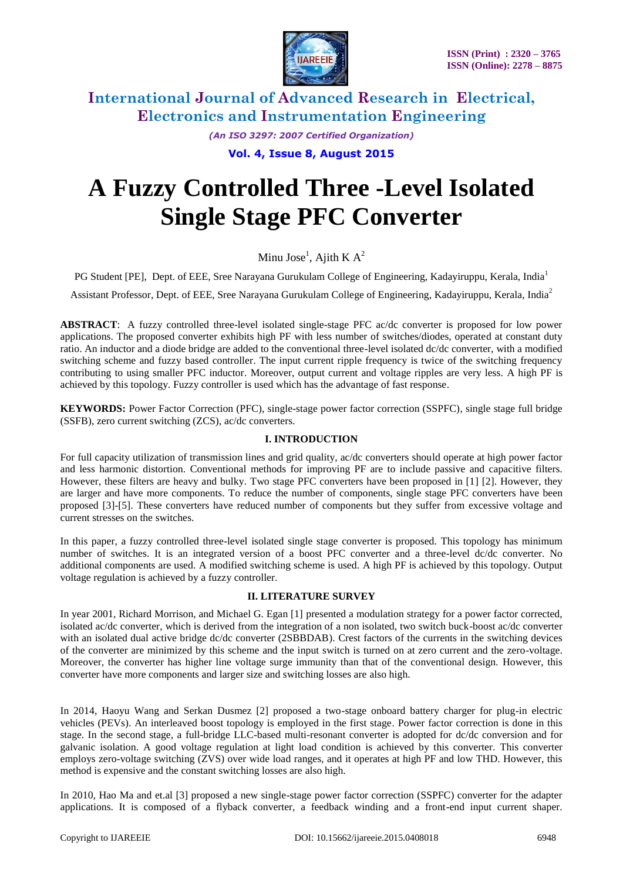# A Fuzzy Controlled Three -Level Isolated Single Stage PFC Converter

Minu Jose[1], Ajith K A[2]

PG Student [PE], Dept. of EEE, Sree Narayana Gurukulam College of Engineering, Kadayiruppu, Kerala, India[1]

Assistant Professor, Dept. of EEE, Sree Narayana Gurukulam College of Engineering, Kadayiruppu, Kerala, India[2]

**ABSTRACT**: A fuzzy controlled three-level isolated single-stage PFC ac/dc converter is proposed for low power applications. The proposed converter exhibits high PF with less number of switches/diodes, operated at constant duty ratio. An inductor and a diode bridge are added to the conventional three-level isolated dc/dc converter, with a modified switching scheme and fuzzy based controller. The input current ripple frequency is twice of the switching frequency contributing to using smaller PFC inductor. Moreover, output current and voltage ripples are very less. A high PF is achieved by this topology. Fuzzy controller is used which has the advantage of fast response.

**KEYWORDS:** Power Factor Correction (PFC), single-stage power factor correction (SSPFC), single stage full bridge (SSFB), zero current switching (ZCS), ac/dc converters.

## I. INTRODUCTION

For full capacity utilization of transmission lines and grid quality, ac/dc converters should operate at high power factor and less harmonic distortion. Conventional methods for improving PF are to include passive and capacitive filters. However, these filters are heavy and bulky. Two stage PFC converters have been proposed in [1] [2]. However, they are larger and have more components. To reduce the number of components, single stage PFC converters have been proposed [3]-[5]. These converters have reduced number of components but they suffer from excessive voltage and current stresses on the switches.

In this paper, a fuzzy controlled three-level isolated single stage converter is proposed. This topology has minimum number of switches. It is an integrated version of a boost PFC converter and a three-level dc/dc converter. No additional components are used. A modified switching scheme is used. A high PF is achieved by this topology. Output voltage regulation is achieved by a fuzzy controller.

## II. LITERATURE SURVEY

In year 2001, Richard Morrison, and Michael G. Egan [1] presented a modulation strategy for a power factor corrected, isolated ac/dc converter, which is derived from the integration of a non isolated, two switch buck-boost ac/dc converter with an isolated dual active bridge dc/dc converter (2SBBDAB). Crest factors of the currents in the switching devices of the converter are minimized by this scheme and the input switch is turned on at zero current and the zero-voltage. Moreover, the converter has higher line voltage surge immunity than that of the conventional design. However, this converter have more components and larger size and switching losses are also high.

In 2014, Haoyu Wang and Serkan Dusmez [2] proposed a two-stage onboard battery charger for plug-in electric vehicles (PEVs). An interleaved boost topology is employed in the first stage. Power factor correction is done in this stage. In the second stage, a full-bridge LLC-based multi-resonant converter is adopted for dc/dc conversion and for galvanic isolation. A good voltage regulation at light load condition is achieved by this converter. This converter employs zero-voltage switching (ZVS) over wide load ranges, and it operates at high PF and low THD. However, this method is expensive and the constant switching losses are also high.

In 2010, Hao Ma and et.al [3] proposed a new single-stage power factor correction (SSPFC) converter for the adapter applications. It is composed of a flyback converter, a feedback winding and a front-end input current shaper.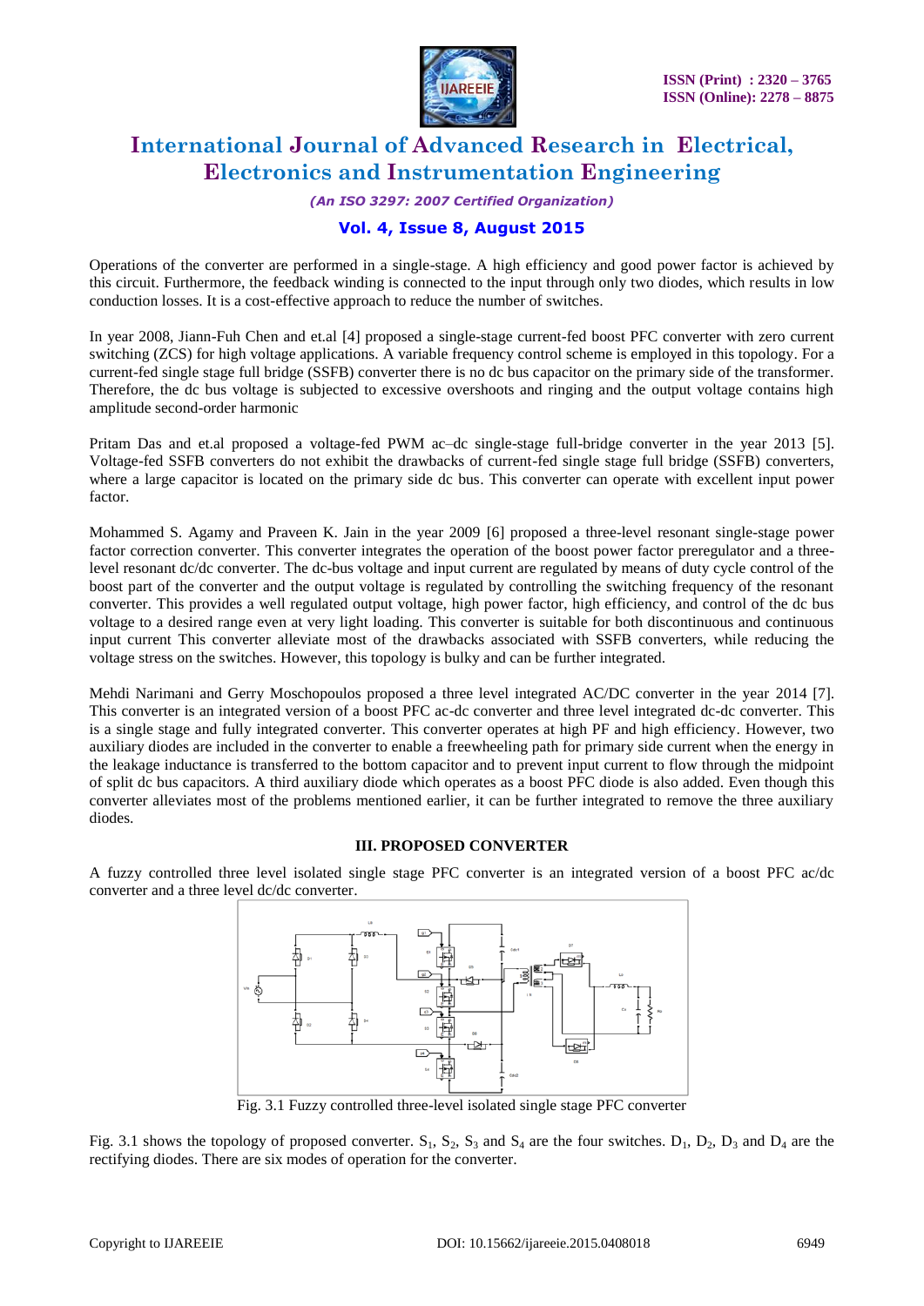Operations of the converter are performed in a single-stage. A high efficiency and good power factor is achieved by this circuit. Furthermore, the feedback winding is connected to the input through only two diodes, which results in low conduction losses. It is a cost-effective approach to reduce the number of switches.

In year 2008, Jiann-Fuh Chen and et.al [4] proposed a single-stage current-fed boost PFC converter with zero current switching (ZCS) for high voltage applications. A variable frequency control scheme is employed in this topology. For a current-fed single stage full bridge (SSFB) converter there is no dc bus capacitor on the primary side of the transformer. Therefore, the dc bus voltage is subjected to excessive overshoots and ringing and the output voltage contains high amplitude second-order harmonic

Pritam Das and et.al proposed a voltage-fed PWM ac–dc single-stage full-bridge converter in the year 2013 [5]. Voltage-fed SSFB converters do not exhibit the drawbacks of current-fed single stage full bridge (SSFB) converters, where a large capacitor is located on the primary side dc bus. This converter can operate with excellent input power factor.

Mohammed S. Agamy and Praveen K. Jain in the year 2009 [6] proposed a three-level resonant single-stage power factor correction converter. This converter integrates the operation of the boost power factor preregulator and a three-level resonant dc/dc converter. The dc-bus voltage and input current are regulated by means of duty cycle control of the boost part of the converter and the output voltage is regulated by controlling the switching frequency of the resonant converter. This provides a well regulated output voltage, high power factor, high efficiency, and control of the dc bus voltage to a desired range even at very light loading. This converter is suitable for both discontinuous and continuous input current This converter alleviate most of the drawbacks associated with SSFB converters, while reducing the voltage stress on the switches. However, this topology is bulky and can be further integrated.

Mehdi Narimani and Gerry Moschopoulos proposed a three level integrated AC/DC converter in the year 2014 [7]. This converter is an integrated version of a boost PFC ac-dc converter and three level integrated dc-dc converter. This is a single stage and fully integrated converter. This converter operates at high PF and high efficiency. However, two auxiliary diodes are included in the converter to enable a freewheeling path for primary side current when the energy in the leakage inductance is transferred to the bottom capacitor and to prevent input current to flow through the midpoint of split dc bus capacitors. A third auxiliary diode which operates as a boost PFC diode is also added. Even though this converter alleviates most of the problems mentioned earlier, it can be further integrated to remove the three auxiliary diodes.

## III. PROPOSED CONVERTER

A fuzzy controlled three level isolated single stage PFC converter is an integrated version of a boost PFC ac/dc converter and a three level dc/dc converter.

Fig. 3.1 Fuzzy controlled three-level isolated single stage PFC converter

Fig. 3.1 shows the topology of proposed converter. $S_1$, $S_2$, $S_3$ and $S_4$ are the four switches. $D_1$, $D_2$, $D_3$ and $D_4$ are the rectifying diodes. There are six modes of operation for the converter.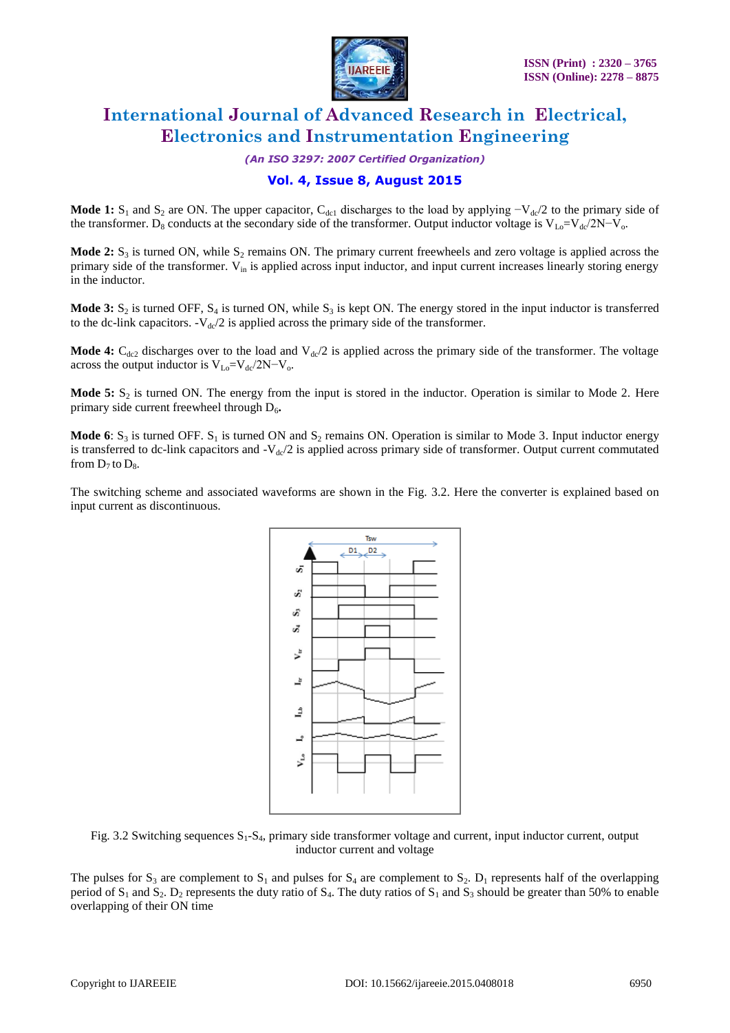**Mode 1:** $S_1$ and $S_2$ are ON. The upper capacitor, $C_{dc1}$ discharges to the load by applying $-V_{dc}/2$ to the primary side of the transformer. $D_8$ conducts at the secondary side of the transformer. Output inductor voltage is $V_{Lo}=V_{dc}/2N-V_o$.

**Mode 2:** $S_3$ is turned ON, while $S_2$ remains ON. The primary current freewheels and zero voltage is applied across the primary side of the transformer. $V_{in}$ is applied across input inductor, and input current increases linearly storing energy in the inductor.

**Mode 3:** $S_2$ is turned OFF, $S_4$ is turned ON, while $S_3$ is kept ON. The energy stored in the input inductor is transferred to the dc-link capacitors. $-V_{dc}/2$ is applied across the primary side of the transformer.

**Mode 4:** $C_{dc2}$ discharges over to the load and $V_{dc}/2$ is applied across the primary side of the transformer. The voltage across the output inductor is $V_{Lo}=V_{dc}/2N-V_o$.

**Mode 5:** $S_2$ is turned ON. The energy from the input is stored in the inductor. Operation is similar to Mode 2. Here primary side current freewheel through $D_6$**.**

**Mode 6**: $S_3$ is turned OFF. $S_1$ is turned ON and $S_2$ remains ON. Operation is similar to Mode 3. Input inductor energy is transferred to dc-link capacitors and $-V_{dc}/2$ is applied across primary side of transformer. Output current commutated from $D_7$ to $D_8$.

The switching scheme and associated waveforms are shown in the Fig. 3.2. Here the converter is explained based on input current as discontinuous.

Fig. 3.2 Switching sequences $S_1$-$S_4$, primary side transformer voltage and current, input inductor current, output inductor current and voltage

The pulses for $S_3$ are complement to $S_1$ and pulses for $S_4$ are complement to $S_2$. $D_1$ represents half of the overlapping period of $S_1$ and $S_2$. $D_2$ represents the duty ratio of $S_4$. The duty ratios of $S_1$ and $S_3$ should be greater than 50% to enable overlapping of their ON time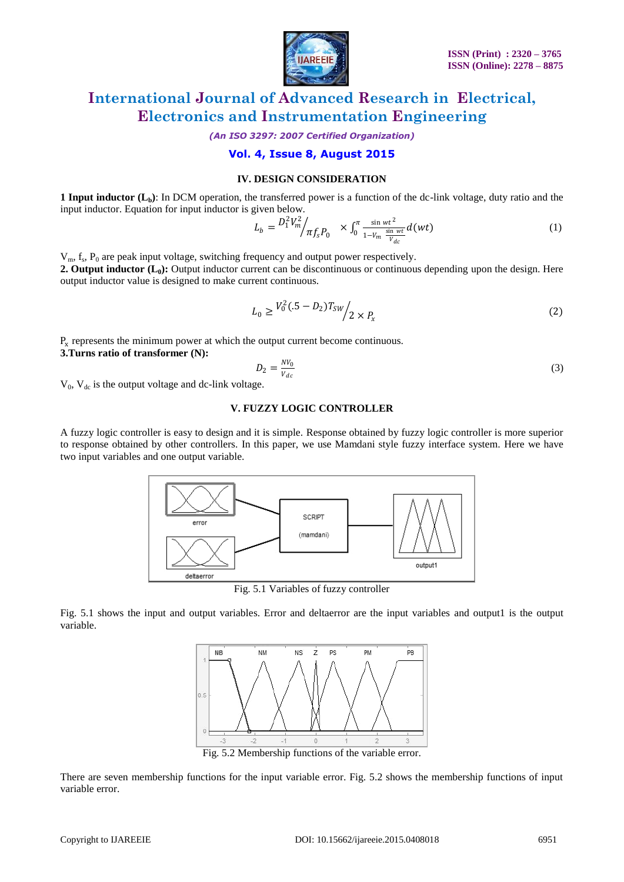### IV. DESIGN CONSIDERATION

**1 Input inductor ($L_b$)**: In DCM operation, the transferred power is a function of the dc-link voltage, duty ratio and the input inductor. Equation for input inductor is given below.

$$L_b = D_1^2 V_m^2 \Big/ \pi f_s P_0 \quad \times \int_0^{\pi} \frac{\sin wt^2}{1 - V_m \frac{\sin wt}{V_{dc}}} d(wt) \tag{1}$$

$V_m$, $f_s$, $P_0$ are peak input voltage, switching frequency and output power respectively.

**2. Output inductor ($L_0$):** Output inductor current can be discontinuous or continuous depending upon the design. Here output inductor value is designed to make current continuous.

$$L_0 \geq V_0^2 (.5 - D_2) T_{SW} \Big/ 2 \times P_x \tag{2}$$

$P_x$ represents the minimum power at which the output current become continuous.

**3.Turns ratio of transformer (N):**

$$D_2 = \frac{NV_0}{V_{dc}} \tag{3}$$

$V_0$, $V_{dc}$ is the output voltage and dc-link voltage.

### V. FUZZY LOGIC CONTROLLER

A fuzzy logic controller is easy to design and it is simple. Response obtained by fuzzy logic controller is more superior to response obtained by other controllers. In this paper, we use Mamdani style fuzzy interface system. Here we have two input variables and one output variable.

Fig. 5.1 Variables of fuzzy controller

Fig. 5.1 shows the input and output variables. Error and deltaerror are the input variables and output1 is the output variable.

Fig. 5.2 Membership functions of the variable error.

There are seven membership functions for the input variable error. Fig. 5.2 shows the membership functions of input variable error.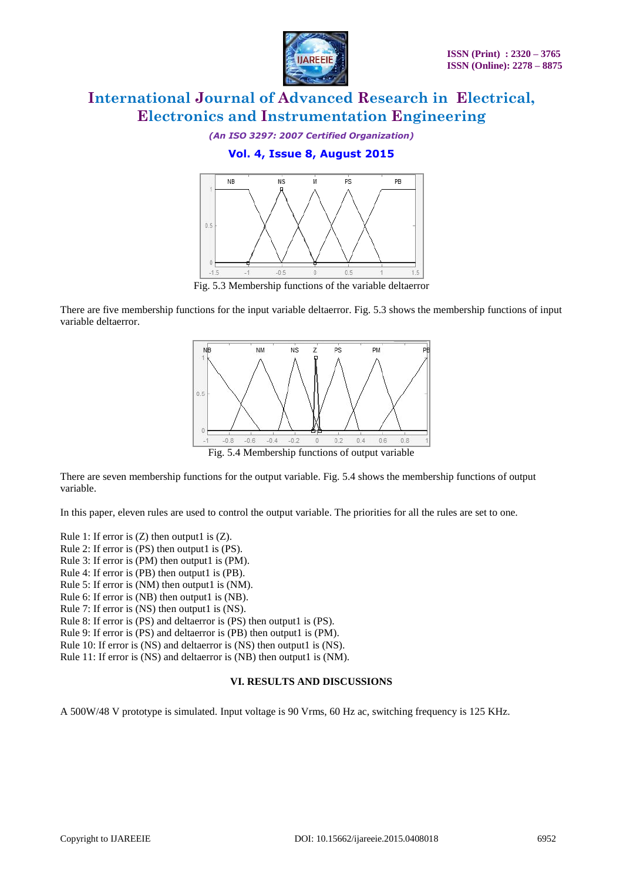Fig. 5.3 Membership functions of the variable deltaerror

There are five membership functions for the input variable deltaerror. Fig. 5.3 shows the membership functions of input variable deltaerror.

Fig. 5.4 Membership functions of output variable

There are seven membership functions for the output variable. Fig. 5.4 shows the membership functions of output variable.

In this paper, eleven rules are used to control the output variable. The priorities for all the rules are set to one.

Rule 1: If error is (Z) then output1 is (Z).
Rule 2: If error is (PS) then output1 is (PS).
Rule 3: If error is (PM) then output1 is (PM).
Rule 4: If error is (PB) then output1 is (PB).
Rule 5: If error is (NM) then output1 is (NM).
Rule 6: If error is (NB) then output1 is (NB).
Rule 7: If error is (NS) then output1 is (NS).
Rule 8: If error is (PS) and deltaerror is (PS) then output1 is (PS).
Rule 9: If error is (PS) and deltaerror is (PB) then output1 is (PM).
Rule 10: If error is (NS) and deltaerror is (NS) then output1 is (NS).
Rule 11: If error is (NS) and deltaerror is (NB) then output1 is (NM).

## VI. RESULTS AND DISCUSSIONS

A 500W/48 V prototype is simulated. Input voltage is 90 Vrms, 60 Hz ac, switching frequency is 125 KHz.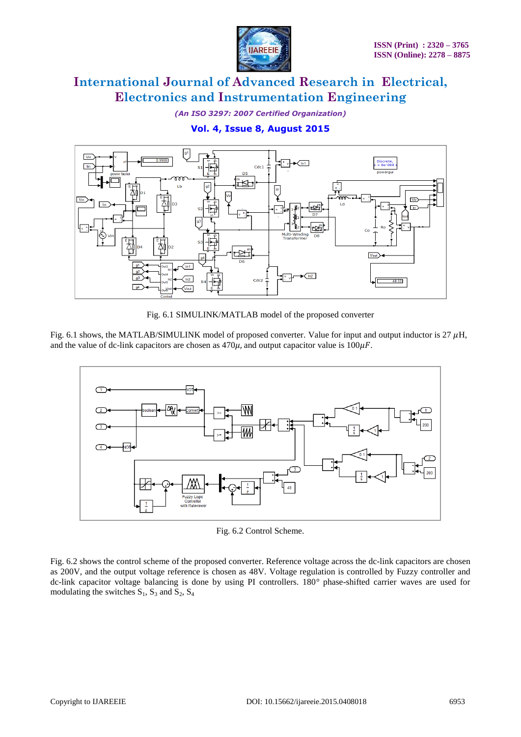Fig. 6.1 SIMULINK/MATLAB model of the proposed converter

Fig. 6.1 shows, the MATLAB/SIMULINK model of proposed converter. Value for input and output inductor is 27 $\mu$H, and the value of dc-link capacitors are chosen as $470\mu$, and output capacitor value is $100\mu F$.

Fig. 6.2 Control Scheme.

Fig. 6.2 shows the control scheme of the proposed converter. Reference voltage across the dc-link capacitors are chosen as 200V, and the output voltage reference is chosen as 48V. Voltage regulation is controlled by Fuzzy controller and dc-link capacitor voltage balancing is done by using PI controllers. 180° phase-shifted carrier waves are used for modulating the switches $S_1$, $S_3$ and $S_2$, $S_4$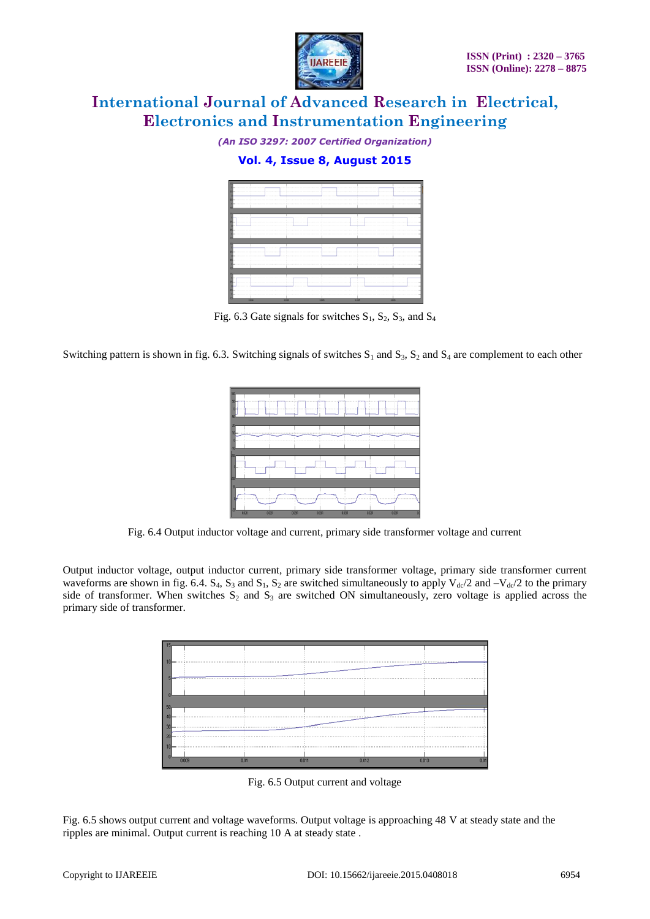Fig. 6.3 Gate signals for switches $S_1$, $S_2$, $S_3$, and $S_4$

Switching pattern is shown in fig. 6.3. Switching signals of switches $S_1$ and $S_3$, $S_2$ and $S_4$ are complement to each other

Fig. 6.4 Output inductor voltage and current, primary side transformer voltage and current

Output inductor voltage, output inductor current, primary side transformer voltage, primary side transformer current waveforms are shown in fig. 6.4. $S_4$, $S_3$ and $S_1$, $S_2$ are switched simultaneously to apply $V_{dc}/2$ and $-V_{dc}/2$ to the primary side of transformer. When switches $S_2$ and $S_3$ are switched ON simultaneously, zero voltage is applied across the primary side of transformer.

Fig. 6.5 Output current and voltage

Fig. 6.5 shows output current and voltage waveforms. Output voltage is approaching 48 V at steady state and the ripples are minimal. Output current is reaching 10 A at steady state .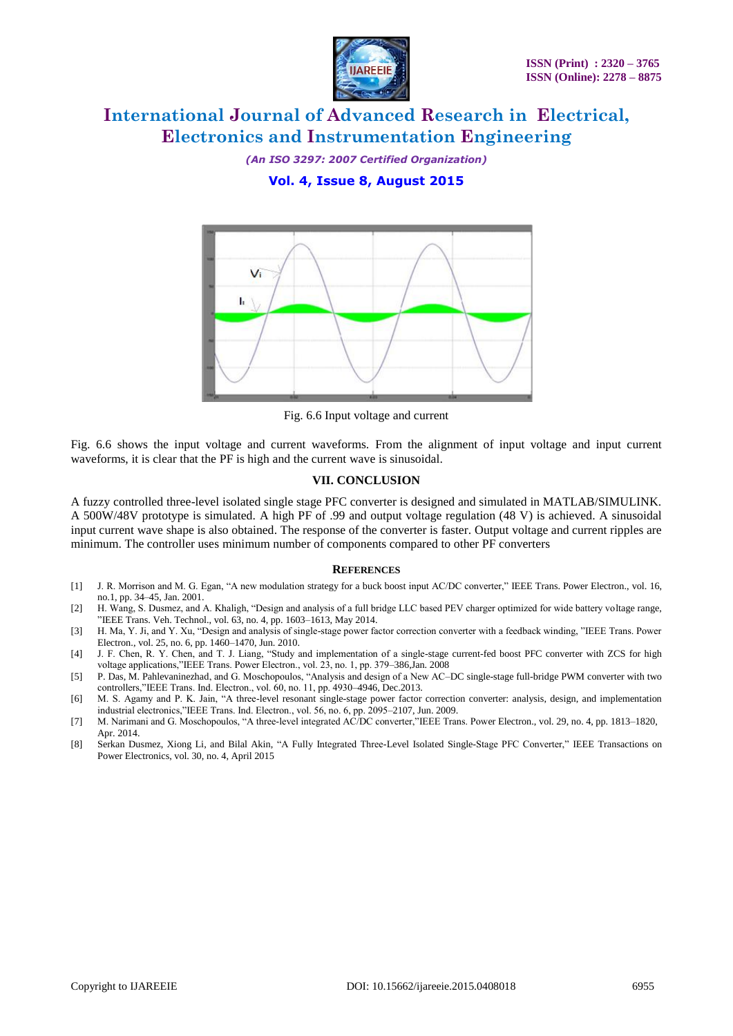Vi

Ii

Fig. 6.6 Input voltage and current

Fig. 6.6 shows the input voltage and current waveforms. From the alignment of input voltage and input current waveforms, it is clear that the PF is high and the current wave is sinusoidal.

## VII. CONCLUSION

A fuzzy controlled three-level isolated single stage PFC converter is designed and simulated in MATLAB/SIMULINK. A 500W/48V prototype is simulated. A high PF of .99 and output voltage regulation (48 V) is achieved. A sinusoidal input current wave shape is also obtained. The response of the converter is faster. Output voltage and current ripples are minimum. The controller uses minimum number of components compared to other PF converters

## REFERENCES

[1] J. R. Morrison and M. G. Egan, "A new modulation strategy for a buck boost input AC/DC converter," IEEE Trans. Power Electron., vol. 16, no.1, pp. 34–45, Jan. 2001.

[2] H. Wang, S. Dusmez, and A. Khaligh, "Design and analysis of a full bridge LLC based PEV charger optimized for wide battery voltage range, "IEEE Trans. Veh. Technol., vol. 63, no. 4, pp. 1603–1613, May 2014.

[3] H. Ma, Y. Ji, and Y. Xu, "Design and analysis of single-stage power factor correction converter with a feedback winding, "IEEE Trans. Power Electron., vol. 25, no. 6, pp. 1460–1470, Jun. 2010.

[4] J. F. Chen, R. Y. Chen, and T. J. Liang, "Study and implementation of a single-stage current-fed boost PFC converter with ZCS for high voltage applications,"IEEE Trans. Power Electron., vol. 23, no. 1, pp. 379–386,Jan. 2008

[5] P. Das, M. Pahlevaninezhad, and G. Moschopoulos, "Analysis and design of a New AC–DC single-stage full-bridge PWM converter with two controllers,"IEEE Trans. Ind. Electron., vol. 60, no. 11, pp. 4930–4946, Dec.2013.

[6] M. S. Agamy and P. K. Jain, "A three-level resonant single-stage power factor correction converter: analysis, design, and implementation industrial electronics,"IEEE Trans. Ind. Electron., vol. 56, no. 6, pp. 2095–2107, Jun. 2009.

[7] M. Narimani and G. Moschopoulos, "A three-level integrated AC/DC converter,"IEEE Trans. Power Electron., vol. 29, no. 4, pp. 1813–1820, Apr. 2014.

[8] Serkan Dusmez, Xiong Li, and Bilal Akin, "A Fully Integrated Three-Level Isolated Single-Stage PFC Converter," IEEE Transactions on Power Electronics, vol. 30, no. 4, April 2015